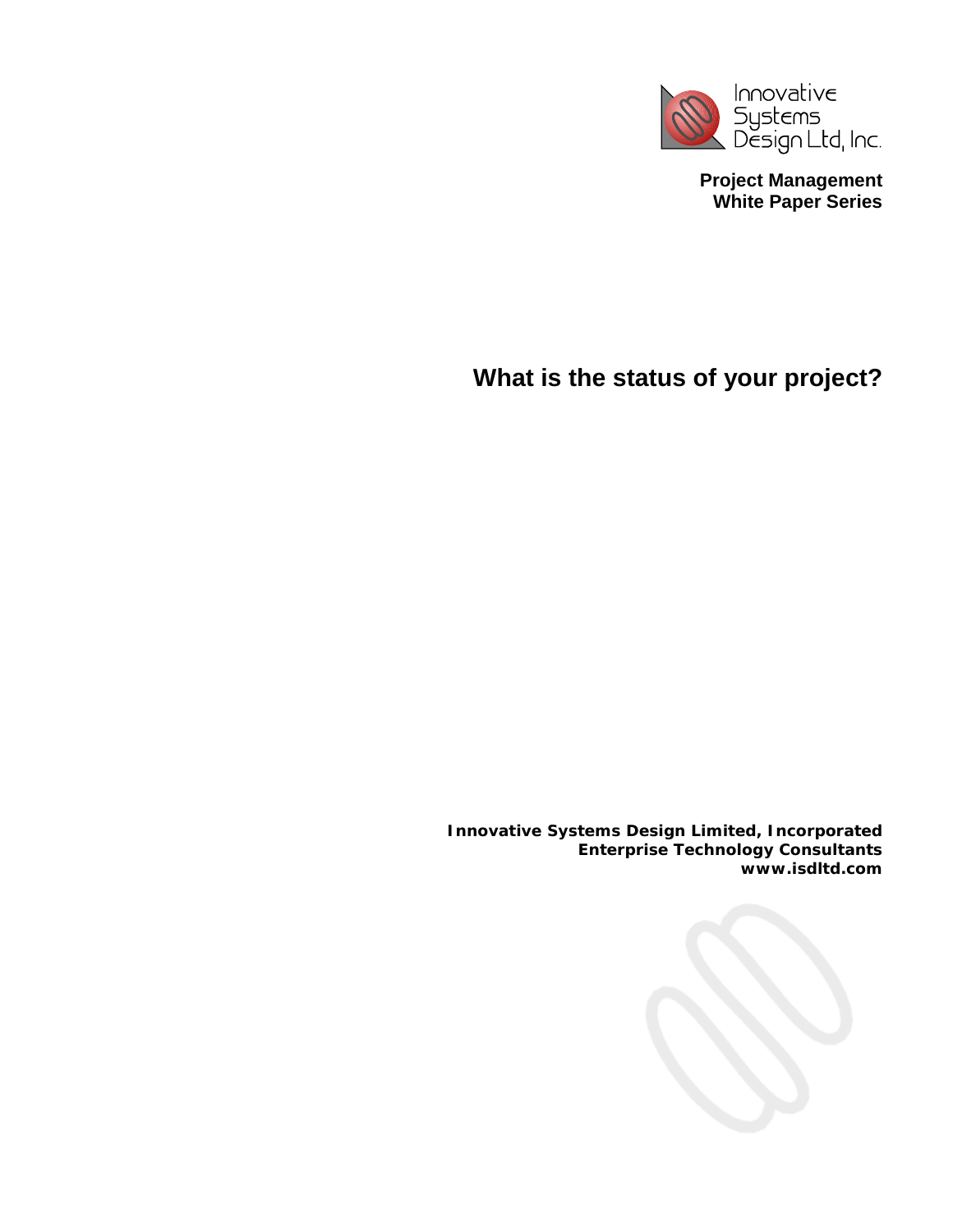Innovative Systems Design Ltd, Inc.

**Project Management**
**White Paper Series**

# What is the status of your project?

**Innovative Systems Design Limited, Incorporated**
**Enterprise Technology Consultants**
**www.isdltd.com**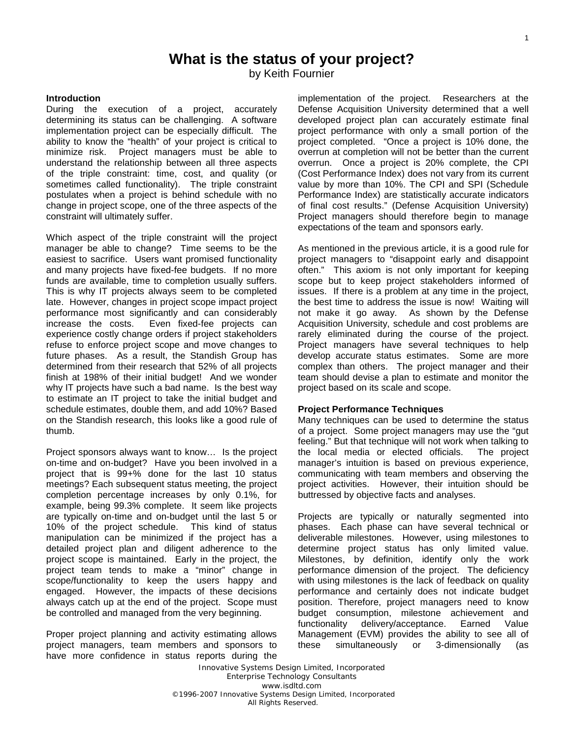# What is the status of your project?

by Keith Fournier

## Introduction

During the execution of a project, accurately determining its status can be challenging. A software implementation project can be especially difficult. The ability to know the "health" of your project is critical to minimize risk. Project managers must be able to understand the relationship between all three aspects of the triple constraint: time, cost, and quality (or sometimes called functionality). The triple constraint postulates when a project is behind schedule with no change in project scope, one of the three aspects of the constraint will ultimately suffer.

Which aspect of the triple constraint will the project manager be able to change? Time seems to be the easiest to sacrifice. Users want promised functionality and many projects have fixed-fee budgets. If no more funds are available, time to completion usually suffers. This is why IT projects always seem to be completed late. However, changes in project scope impact project performance most significantly and can considerably increase the costs. Even fixed-fee projects can experience costly change orders if project stakeholders refuse to enforce project scope and move changes to future phases. As a result, the Standish Group has determined from their research that 52% of all projects finish at 198% of their initial budget! And we wonder why IT projects have such a bad name. Is the best way to estimate an IT project to take the initial budget and schedule estimates, double them, and add 10%? Based on the Standish research, this looks like a good rule of thumb.

Project sponsors always want to know… Is the project on-time and on-budget? Have you been involved in a project that is 99+% done for the last 10 status meetings? Each subsequent status meeting, the project completion percentage increases by only 0.1%, for example, being 99.3% complete. It seem like projects are typically on-time and on-budget until the last 5 or 10% of the project schedule. This kind of status manipulation can be minimized if the project has a detailed project plan and diligent adherence to the project scope is maintained. Early in the project, the project team tends to make a "minor" change in scope/functionality to keep the users happy and engaged. However, the impacts of these decisions always catch up at the end of the project. Scope must be controlled and managed from the very beginning.

Proper project planning and activity estimating allows project managers, team members and sponsors to have more confidence in status reports during the implementation of the project. Researchers at the Defense Acquisition University determined that a well developed project plan can accurately estimate final project performance with only a small portion of the project completed. "Once a project is 10% done, the overrun at completion will not be better than the current overrun. Once a project is 20% complete, the CPI (Cost Performance Index) does not vary from its current value by more than 10%. The CPI and SPI (Schedule Performance Index) are statistically accurate indicators of final cost results." (Defense Acquisition University) Project managers should therefore begin to manage expectations of the team and sponsors early.

As mentioned in the previous article, it is a good rule for project managers to "disappoint early and disappoint often." This axiom is not only important for keeping scope but to keep project stakeholders informed of issues. If there is a problem at any time in the project, the best time to address the issue is now! Waiting will not make it go away. As shown by the Defense Acquisition University, schedule and cost problems are rarely eliminated during the course of the project. Project managers have several techniques to help develop accurate status estimates. Some are more complex than others. The project manager and their team should devise a plan to estimate and monitor the project based on its scale and scope.

## Project Performance Techniques

Many techniques can be used to determine the status of a project. Some project managers may use the "gut feeling." But that technique will not work when talking to the local media or elected officials. The project manager's intuition is based on previous experience, communicating with team members and observing the project activities. However, their intuition should be buttressed by objective facts and analyses.

Projects are typically or naturally segmented into phases. Each phase can have several technical or deliverable milestones. However, using milestones to determine project status has only limited value. Milestones, by definition, identify only the work performance dimension of the project. The deficiency with using milestones is the lack of feedback on quality performance and certainly does not indicate budget position. Therefore, project managers need to know budget consumption, milestone achievement and functionality delivery/acceptance. Earned Value Management (EVM) provides the ability to see all of these simultaneously or 3-dimensionally (as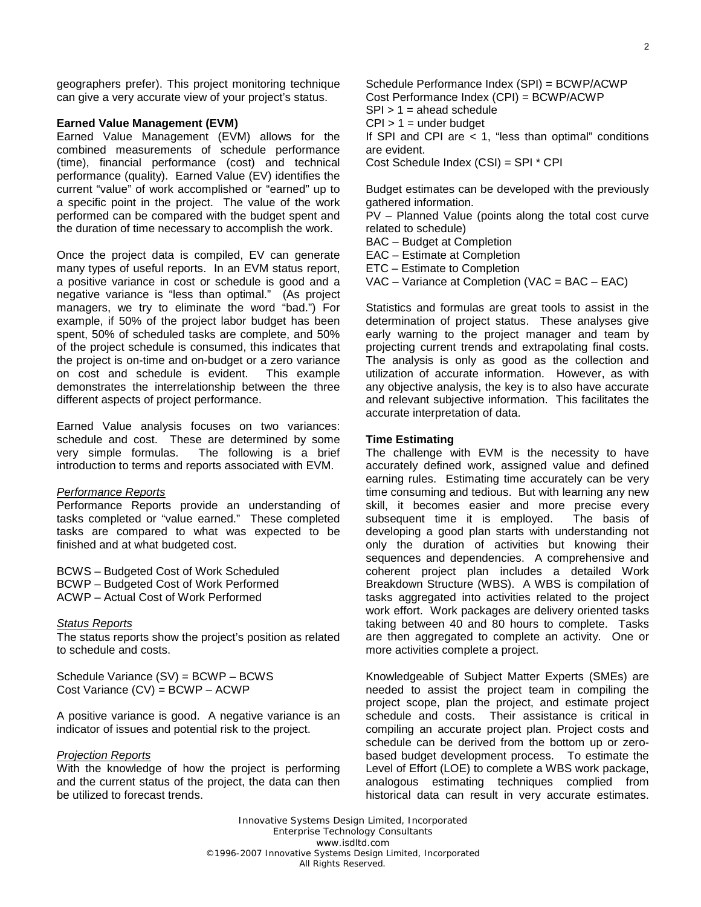geographers prefer). This project monitoring technique can give a very accurate view of your project's status.

**Earned Value Management (EVM)**

Earned Value Management (EVM) allows for the combined measurements of schedule performance (time), financial performance (cost) and technical performance (quality). Earned Value (EV) identifies the current "value" of work accomplished or "earned" up to a specific point in the project. The value of the work performed can be compared with the budget spent and the duration of time necessary to accomplish the work.

Once the project data is compiled, EV can generate many types of useful reports. In an EVM status report, a positive variance in cost or schedule is good and a negative variance is "less than optimal." (As project managers, we try to eliminate the word "bad.") For example, if 50% of the project labor budget has been spent, 50% of scheduled tasks are complete, and 50% of the project schedule is consumed, this indicates that the project is on-time and on-budget or a zero variance on cost and schedule is evident. This example demonstrates the interrelationship between the three different aspects of project performance.

Earned Value analysis focuses on two variances: schedule and cost. These are determined by some very simple formulas. The following is a brief introduction to terms and reports associated with EVM.

*Performance Reports*

Performance Reports provide an understanding of tasks completed or "value earned." These completed tasks are compared to what was expected to be finished and at what budgeted cost.

BCWS – Budgeted Cost of Work Scheduled
BCWP – Budgeted Cost of Work Performed
ACWP – Actual Cost of Work Performed

*Status Reports*

The status reports show the project's position as related to schedule and costs.

Schedule Variance (SV) = BCWP – BCWS
Cost Variance (CV) = BCWP – ACWP

A positive variance is good. A negative variance is an indicator of issues and potential risk to the project.

*Projection Reports*

With the knowledge of how the project is performing and the current status of the project, the data can then be utilized to forecast trends.

Schedule Performance Index (SPI) = BCWP/ACWP
Cost Performance Index (CPI) = BCWP/ACWP
SPI > 1 = ahead schedule
CPI > 1 = under budget
If SPI and CPI are < 1, "less than optimal" conditions are evident.
Cost Schedule Index (CSI) = SPI * CPI

Budget estimates can be developed with the previously gathered information.
PV – Planned Value (points along the total cost curve related to schedule)
BAC – Budget at Completion
EAC – Estimate at Completion
ETC – Estimate to Completion
VAC – Variance at Completion (VAC = BAC – EAC)

Statistics and formulas are great tools to assist in the determination of project status. These analyses give early warning to the project manager and team by projecting current trends and extrapolating final costs. The analysis is only as good as the collection and utilization of accurate information. However, as with any objective analysis, the key is to also have accurate and relevant subjective information. This facilitates the accurate interpretation of data.

**Time Estimating**

The challenge with EVM is the necessity to have accurately defined work, assigned value and defined earning rules. Estimating time accurately can be very time consuming and tedious. But with learning any new skill, it becomes easier and more precise every subsequent time it is employed. The basis of developing a good plan starts with understanding not only the duration of activities but knowing their sequences and dependencies. A comprehensive and coherent project plan includes a detailed Work Breakdown Structure (WBS). A WBS is compilation of tasks aggregated into activities related to the project work effort. Work packages are delivery oriented tasks taking between 40 and 80 hours to complete. Tasks are then aggregated to complete an activity. One or more activities complete a project.

Knowledgeable of Subject Matter Experts (SMEs) are needed to assist the project team in compiling the project scope, plan the project, and estimate project schedule and costs. Their assistance is critical in compiling an accurate project plan. Project costs and schedule can be derived from the bottom up or zero-based budget development process. To estimate the Level of Effort (LOE) to complete a WBS work package, analogous estimating techniques complied from historical data can result in very accurate estimates.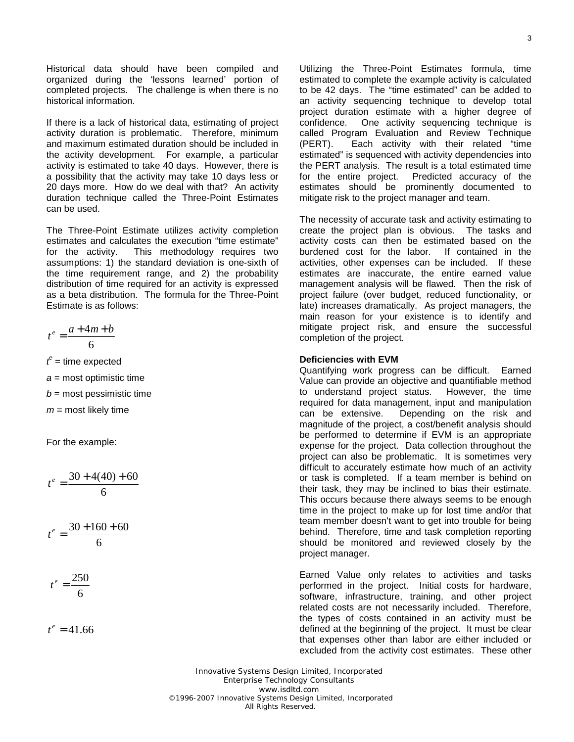Historical data should have been compiled and organized during the 'lessons learned' portion of completed projects. The challenge is when there is no historical information.

If there is a lack of historical data, estimating of project activity duration is problematic. Therefore, minimum and maximum estimated duration should be included in the activity development. For example, a particular activity is estimated to take 40 days. However, there is a possibility that the activity may take 10 days less or 20 days more. How do we deal with that? An activity duration technique called the Three-Point Estimates can be used.

The Three-Point Estimate utilizes activity completion estimates and calculates the execution "time estimate" for the activity. This methodology requires two assumptions: 1) the standard deviation is one-sixth of the time requirement range, and 2) the probability distribution of time required for an activity is expressed as a beta distribution. The formula for the Three-Point Estimate is as follows:

$$t^e = \frac{a + 4m + b}{6}$$

$t^e$ = time expected

$a$ = most optimistic time

$b$ = most pessimistic time

$m$ = most likely time

For the example:

$$t^e = \frac{30 + 4(40) + 60}{6}$$

$$t^e = \frac{30 + 160 + 60}{6}$$

$$t^e = \frac{250}{6}$$

$$t^e = 41.66$$

Utilizing the Three-Point Estimates formula, time estimated to complete the example activity is calculated to be 42 days. The "time estimated" can be added to an activity sequencing technique to develop total project duration estimate with a higher degree of confidence. One activity sequencing technique is called Program Evaluation and Review Technique (PERT). Each activity with their related "time estimated" is sequenced with activity dependencies into the PERT analysis. The result is a total estimated time for the entire project. Predicted accuracy of the estimates should be prominently documented to mitigate risk to the project manager and team.

The necessity of accurate task and activity estimating to create the project plan is obvious. The tasks and activity costs can then be estimated based on the burdened cost for the labor. If contained in the activities, other expenses can be included. If these estimates are inaccurate, the entire earned value management analysis will be flawed. Then the risk of project failure (over budget, reduced functionality, or late) increases dramatically. As project managers, the main reason for your existence is to identify and mitigate project risk, and ensure the successful completion of the project.

**Deficiencies with EVM**

Quantifying work progress can be difficult. Earned Value can provide an objective and quantifiable method to understand project status. However, the time required for data management, input and manipulation can be extensive. Depending on the risk and magnitude of the project, a cost/benefit analysis should be performed to determine if EVM is an appropriate expense for the project. Data collection throughout the project can also be problematic. It is sometimes very difficult to accurately estimate how much of an activity or task is completed. If a team member is behind on their task, they may be inclined to bias their estimate. This occurs because there always seems to be enough time in the project to make up for lost time and/or that team member doesn't want to get into trouble for being behind. Therefore, time and task completion reporting should be monitored and reviewed closely by the project manager.

Earned Value only relates to activities and tasks performed in the project. Initial costs for hardware, software, infrastructure, training, and other project related costs are not necessarily included. Therefore, the types of costs contained in an activity must be defined at the beginning of the project. It must be clear that expenses other than labor are either included or excluded from the activity cost estimates. These other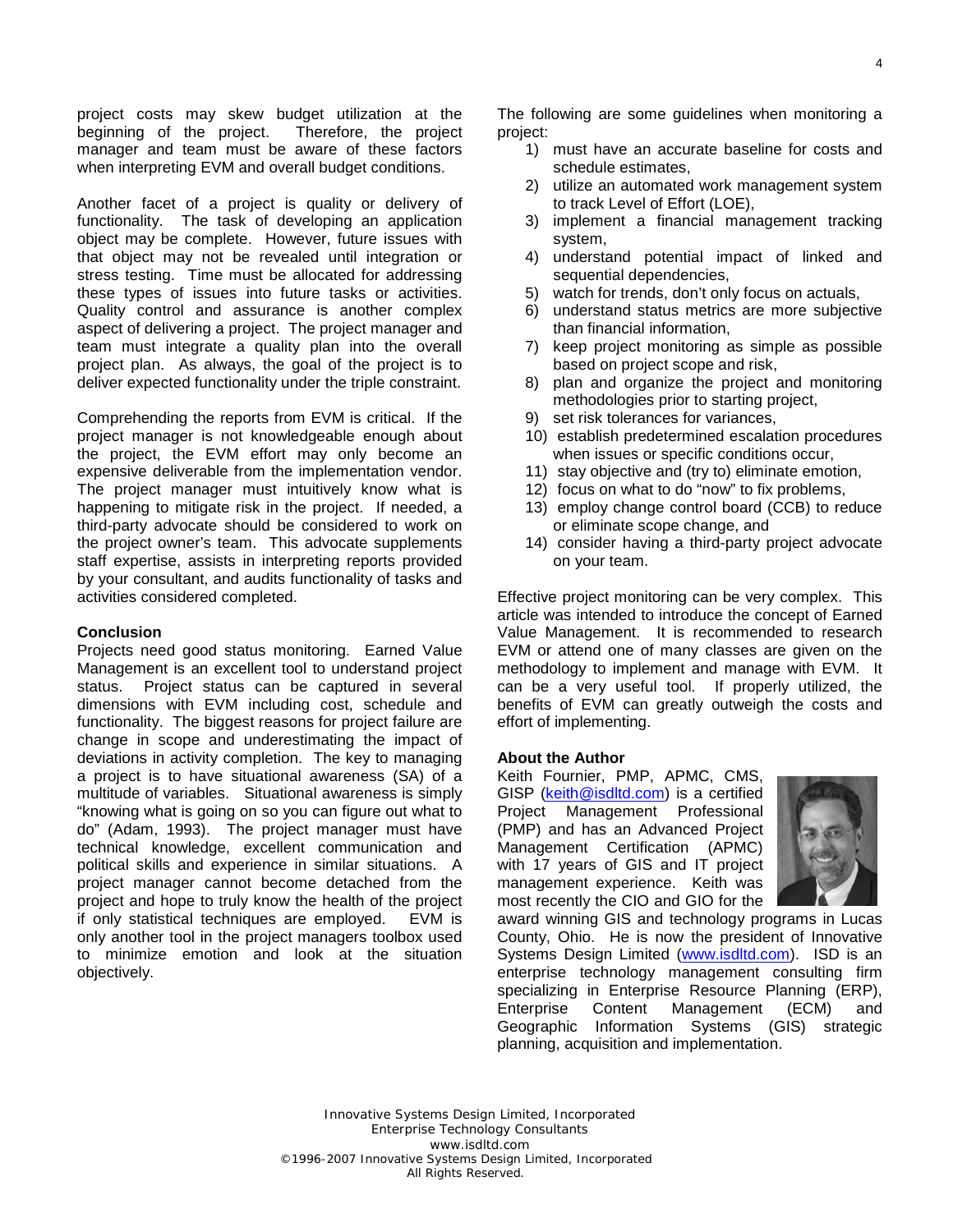project costs may skew budget utilization at the beginning of the project. Therefore, the project manager and team must be aware of these factors when interpreting EVM and overall budget conditions.

Another facet of a project is quality or delivery of functionality. The task of developing an application object may be complete. However, future issues with that object may not be revealed until integration or stress testing. Time must be allocated for addressing these types of issues into future tasks or activities. Quality control and assurance is another complex aspect of delivering a project. The project manager and team must integrate a quality plan into the overall project plan. As always, the goal of the project is to deliver expected functionality under the triple constraint.

Comprehending the reports from EVM is critical. If the project manager is not knowledgeable enough about the project, the EVM effort may only become an expensive deliverable from the implementation vendor. The project manager must intuitively know what is happening to mitigate risk in the project. If needed, a third-party advocate should be considered to work on the project owner's team. This advocate supplements staff expertise, assists in interpreting reports provided by your consultant, and audits functionality of tasks and activities considered completed.

**Conclusion**

Projects need good status monitoring. Earned Value Management is an excellent tool to understand project status. Project status can be captured in several dimensions with EVM including cost, schedule and functionality. The biggest reasons for project failure are change in scope and underestimating the impact of deviations in activity completion. The key to managing a project is to have situational awareness (SA) of a multitude of variables. Situational awareness is simply "knowing what is going on so you can figure out what to do" (Adam, 1993). The project manager must have technical knowledge, excellent communication and political skills and experience in similar situations. A project manager cannot become detached from the project and hope to truly know the health of the project if only statistical techniques are employed. EVM is only another tool in the project managers toolbox used to minimize emotion and look at the situation objectively.

The following are some guidelines when monitoring a project:

1) must have an accurate baseline for costs and schedule estimates,
2) utilize an automated work management system to track Level of Effort (LOE),
3) implement a financial management tracking system,
4) understand potential impact of linked and sequential dependencies,
5) watch for trends, don't only focus on actuals,
6) understand status metrics are more subjective than financial information,
7) keep project monitoring as simple as possible based on project scope and risk,
8) plan and organize the project and monitoring methodologies prior to starting project,
9) set risk tolerances for variances,
10) establish predetermined escalation procedures when issues or specific conditions occur,
11) stay objective and (try to) eliminate emotion,
12) focus on what to do "now" to fix problems,
13) employ change control board (CCB) to reduce or eliminate scope change, and
14) consider having a third-party project advocate on your team.

Effective project monitoring can be very complex. This article was intended to introduce the concept of Earned Value Management. It is recommended to research EVM or attend one of many classes are given on the methodology to implement and manage with EVM. It can be a very useful tool. If properly utilized, the benefits of EVM can greatly outweigh the costs and effort of implementing.

**About the Author**

Keith Fournier, PMP, APMC, CMS, GISP (keith@isdltd.com) is a certified Project Management Professional (PMP) and has an Advanced Project Management Certification (APMC) with 17 years of GIS and IT project management experience. Keith was most recently the CIO and GIO for the award winning GIS and technology programs in Lucas County, Ohio. He is now the president of Innovative Systems Design Limited (www.isdltd.com). ISD is an enterprise technology management consulting firm specializing in Enterprise Resource Planning (ERP), Enterprise Content Management (ECM) and Geographic Information Systems (GIS) strategic planning, acquisition and implementation.